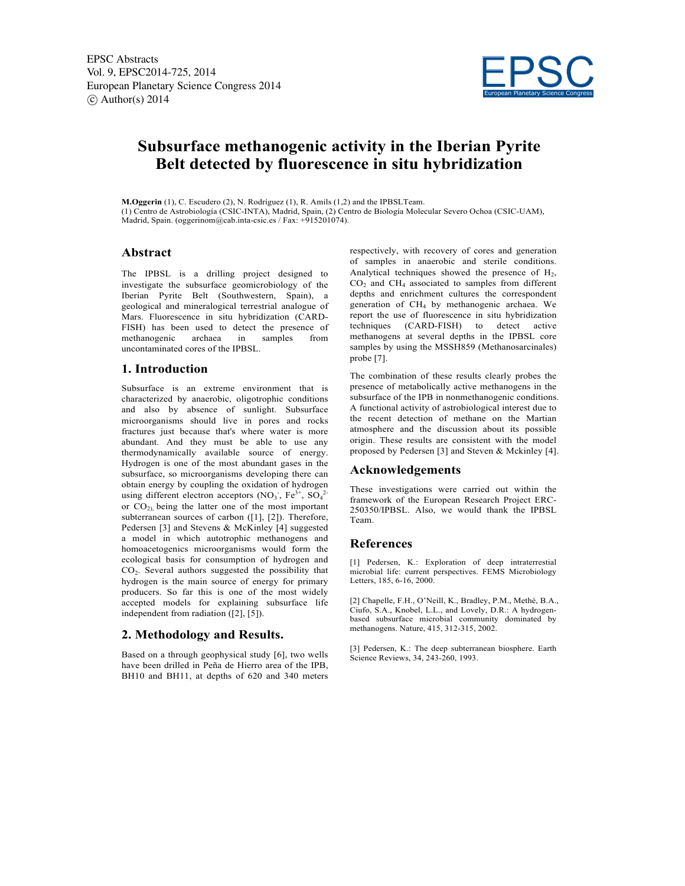# Subsurface methanogenic activity in the Iberian Pyrite Belt detected by fluorescence in situ hybridization

**M.Oggerin** (1), C. Escudero (2), N. Rodríguez (1), R. Amils (1,2) and the IPBSLTeam.
(1) Centro de Astrobiología (CSIC-INTA), Madrid, Spain, (2) Centro de Biología Molecular Severo Ochoa (CSIC-UAM), Madrid, Spain. (oggerinom@cab.inta-csic.es / Fax: +915201074).

## Abstract

The IPBSL is a drilling project designed to investigate the subsurface geomicrobiology of the Iberian Pyrite Belt (Southwestern, Spain), a geological and mineralogical terrestrial analogue of Mars. Fluorescence in situ hybridization (CARD-FISH) has been used to detect the presence of methanogenic archaea in samples from uncontaminated cores of the IPBSL.

## 1. Introduction

Subsurface is an extreme environment that is characterized by anaerobic, oligotrophic conditions and also by absence of sunlight. Subsurface microorganisms should live in pores and rocks fractures just because that's where water is more abundant. And they must be able to use any thermodynamically available source of energy. Hydrogen is one of the most abundant gases in the subsurface, so microorganisms developing there can obtain energy by coupling the oxidation of hydrogen using different electron acceptors ($NO_3^-$, $Fe^{3+}$, $SO_4^{2-}$ or $CO_2$), being the latter one of the most important subterranean sources of carbon ([1], [2]). Therefore, Pedersen [3] and Stevens & McKinley [4] suggested a model in which autotrophic methanogens and homoacetogenics microorganisms would form the ecological basis for consumption of hydrogen and $CO_2$. Several authors suggested the possibility that hydrogen is the main source of energy for primary producers. So far this is one of the most widely accepted models for explaining subsurface life independent from radiation ([2], [5]).

## 2. Methodology and Results.

Based on a through geophysical study [6], two wells have been drilled in Peña de Hierro area of the IPB, BH10 and BH11, at depths of 620 and 340 meters respectively, with recovery of cores and generation of samples in anaerobic and sterile conditions. Analytical techniques showed the presence of $H_2$, $CO_2$ and $CH_4$ associated to samples from different depths and enrichment cultures the correspondent generation of $CH_4$ by methanogenic archaea. We report the use of fluorescence in situ hybridization techniques (CARD-FISH) to detect active methanogens at several depths in the IPBSL core samples by using the MSSH859 (Methanosarcinales) probe [7].

The combination of these results clearly probes the presence of metabolically active methanogens in the subsurface of the IPB in nonmethanogenic conditions. A functional activity of astrobiological interest due to the recent detection of methane on the Martian atmosphere and the discussion about its possible origin. These results are consistent with the model proposed by Pedersen [3] and Steven & Mckinley [4].

## Acknowledgements

These investigations were carried out within the framework of the European Research Project ERC-250350/IPBSL. Also, we would thank the IPBSL Team.

## References

[1] Pedersen, K.: Exploration of deep intraterrestial microbial life: current perspectives. FEMS Microbiology Letters, 185, 6-16, 2000.

[2] Chapelle, F.H., O'Neill, K., Bradley, P.M., Methé, B.A., Ciufo, S.A., Knobel, L.L., and Lovely, D.R.: A hydrogen-based subsurface microbial community dominated by methanogens. Nature, 415, 312-315, 2002.

[3] Pedersen, K.: The deep subterranean biosphere. Earth Science Reviews, 34, 243-260, 1993.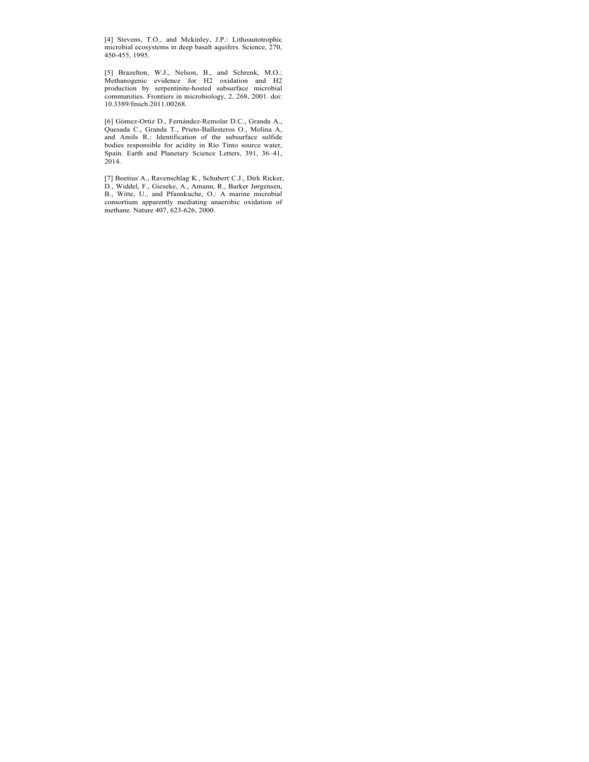[4] Stevens, T.O., and Mckinley, J.P.: Lithoautotrophic microbial ecosystems in deep basalt aquifers. Science, 270, 450-455, 1995.

[5] Brazelton, W.J., Nelson, B., and Schrenk, M.O.: Methanogenic evidence for H2 oxidation and H2 production by serpentinite-hosted subsurface microbial communities. Frontiers in microbiology, 2, 268, 2001. doi: 10.3389/fmicb.2011.00268.

[6] Gómez-Ortiz D., Fernández-Remolar D.C., Granda A., Quesada C., Granda T., Prieto-Ballesteros O., Molina A, and Amils R.: Identification of the subsurface sulfide bodies responsible for acidity in Río Tinto source water, Spain. Earth and Planetary Science Letters, 391, 36–41, 2014.

[7] Boetius, A., Ravenschlag, K., Schubert, C.J., Dirk Ricker, D., Widdel, F., Gieseke, A., Amann, R., Barker Jørgensen, B., Witte, U., and Pfannkuche, O.: A marine microbial consortium apparently mediating anaerobic oxidation of methane. Nature 407, 623-626, 2000.